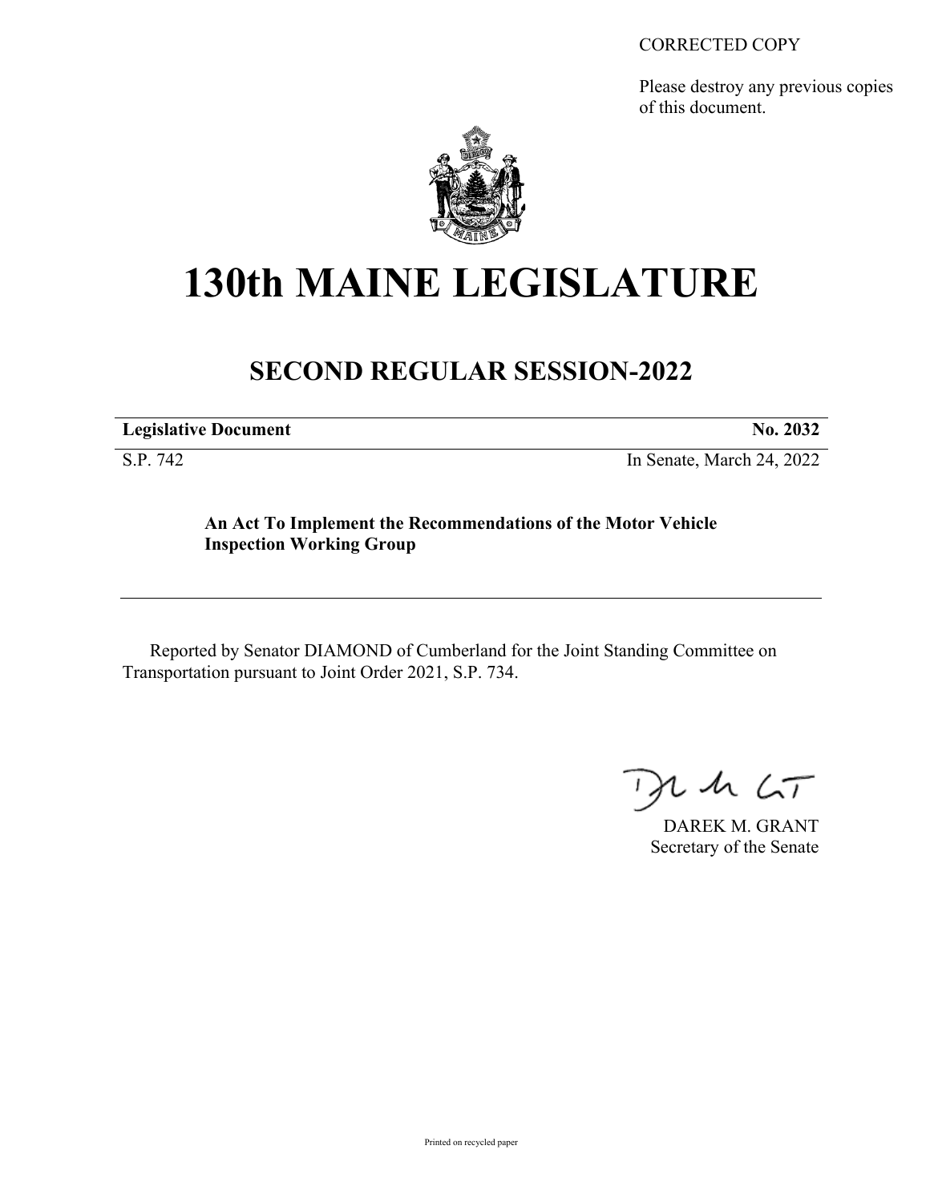CORRECTED COPY

Please destroy any previous copies of this document.

# 130th MAINE LEGISLATURE

## SECOND REGULAR SESSION-2022

| **Legislative Document** | **No. 2032** |
| --- | --- |
| S.P. 742 | In Senate, March 24, 2022 |

**An Act To Implement the Recommendations of the Motor Vehicle Inspection Working Group**

---

Reported by Senator DIAMOND of Cumberland for the Joint Standing Committee on Transportation pursuant to Joint Order 2021, S.P. 734.

DAREK M. GRANT
Secretary of the Senate

Printed on recycled paper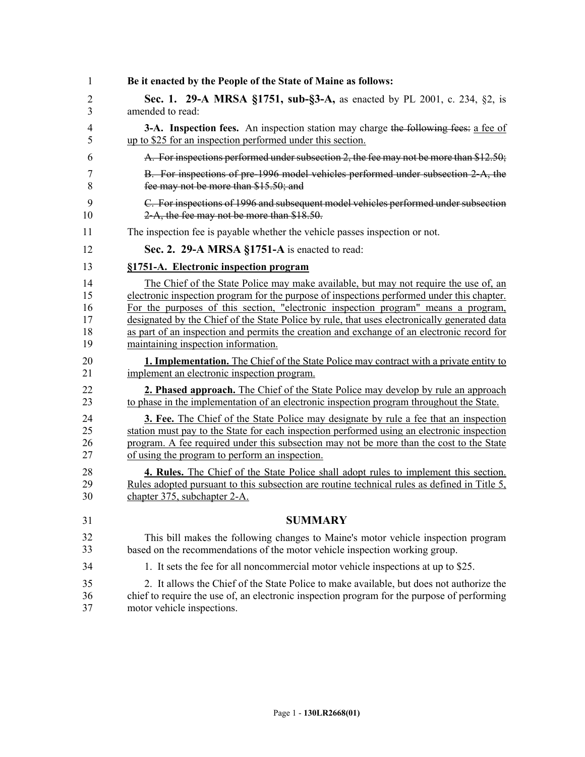**Be it enacted by the People of the State of Maine as follows:**

**Sec. 1. 29-A MRSA §1751, sub-§3-A,** as enacted by PL 2001, c. 234, §2, is amended to read:

**3-A. Inspection fees.** An inspection station may charge ~~the following fees:~~ a fee of up to $25 for an inspection performed under this section.

~~A. For inspections performed under subsection 2, the fee may not be more than $12.50;~~

~~B. For inspections of pre-1996 model vehicles performed under subsection 2-A, the fee may not be more than $15.50; and~~

~~C. For inspections of 1996 and subsequent model vehicles performed under subsection 2-A, the fee may not be more than $18.50.~~

The inspection fee is payable whether the vehicle passes inspection or not.

**Sec. 2. 29-A MRSA §1751-A** is enacted to read:

**§1751-A. Electronic inspection program**

The Chief of the State Police may make available, but may not require the use of, an electronic inspection program for the purpose of inspections performed under this chapter. For the purposes of this section, "electronic inspection program" means a program, designated by the Chief of the State Police by rule, that uses electronically generated data as part of an inspection and permits the creation and exchange of an electronic record for maintaining inspection information.

**1. Implementation.** The Chief of the State Police may contract with a private entity to implement an electronic inspection program.

**2. Phased approach.** The Chief of the State Police may develop by rule an approach to phase in the implementation of an electronic inspection program throughout the State.

**3. Fee.** The Chief of the State Police may designate by rule a fee that an inspection station must pay to the State for each inspection performed using an electronic inspection program. A fee required under this subsection may not be more than the cost to the State of using the program to perform an inspection.

**4. Rules.** The Chief of the State Police shall adopt rules to implement this section. Rules adopted pursuant to this subsection are routine technical rules as defined in Title 5, chapter 375, subchapter 2-A.

## SUMMARY

This bill makes the following changes to Maine's motor vehicle inspection program based on the recommendations of the motor vehicle inspection working group.

1. It sets the fee for all noncommercial motor vehicle inspections at up to $25.

2. It allows the Chief of the State Police to make available, but does not authorize the chief to require the use of, an electronic inspection program for the purpose of performing motor vehicle inspections.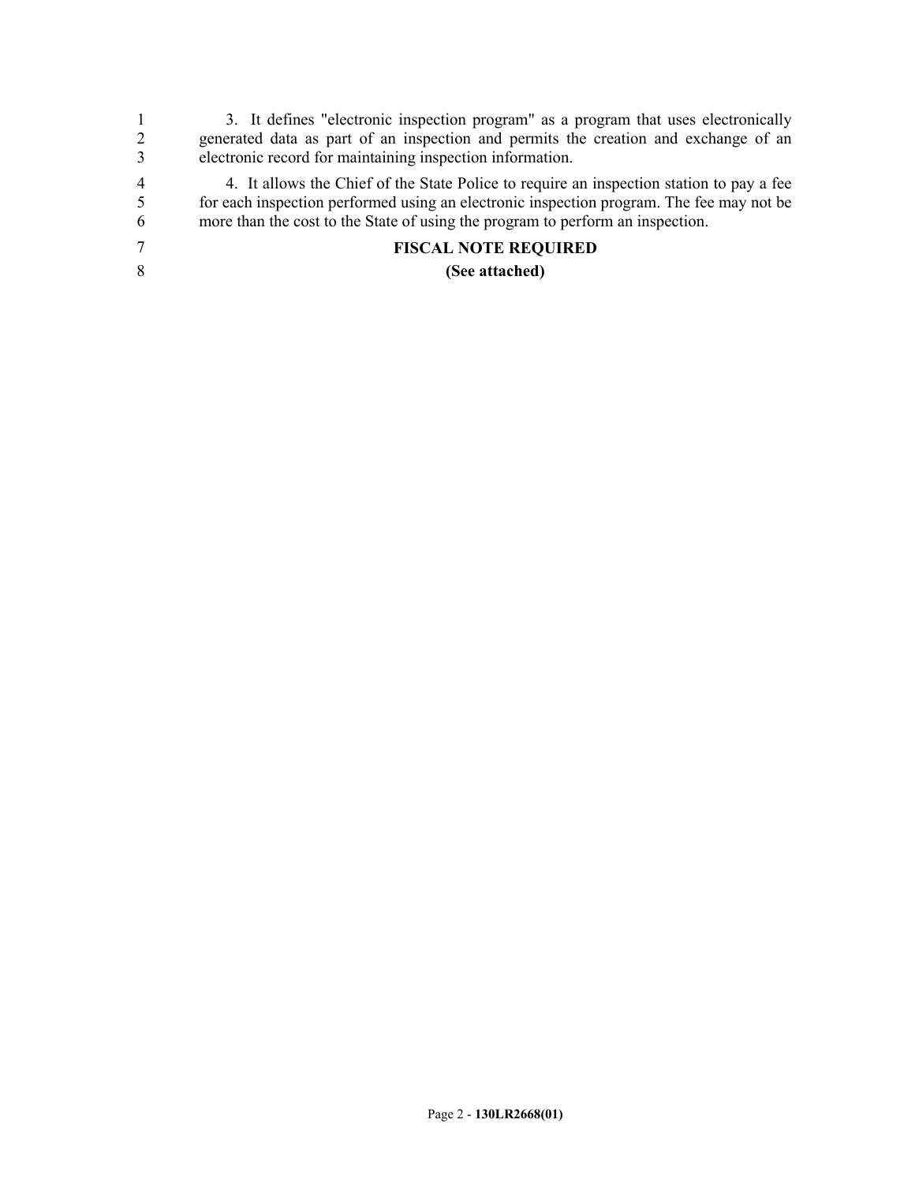3. It defines "electronic inspection program" as a program that uses electronically generated data as part of an inspection and permits the creation and exchange of an electronic record for maintaining inspection information.

4. It allows the Chief of the State Police to require an inspection station to pay a fee for each inspection performed using an electronic inspection program. The fee may not be more than the cost to the State of using the program to perform an inspection.

**FISCAL NOTE REQUIRED**

**(See attached)**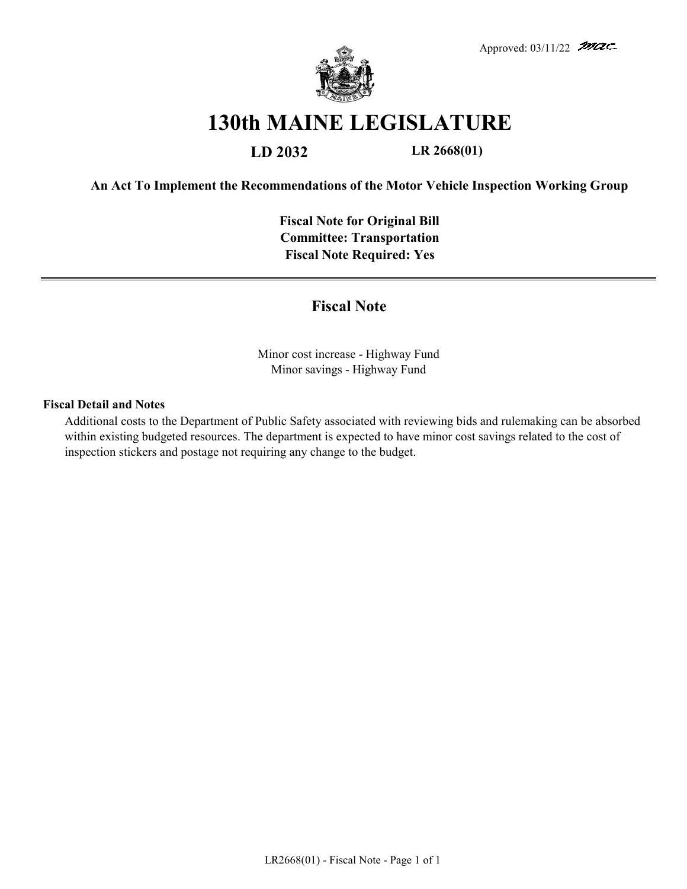Approved: 03/11/22 mac

# 130th MAINE LEGISLATURE

**LD 2032** **LR 2668(01)**

**An Act To Implement the Recommendations of the Motor Vehicle Inspection Working Group**

**Fiscal Note for Original Bill**
**Committee: Transportation**
**Fiscal Note Required: Yes**

## Fiscal Note

Minor cost increase - Highway Fund
Minor savings - Highway Fund

**Fiscal Detail and Notes**

Additional costs to the Department of Public Safety associated with reviewing bids and rulemaking can be absorbed within existing budgeted resources. The department is expected to have minor cost savings related to the cost of inspection stickers and postage not requiring any change to the budget.